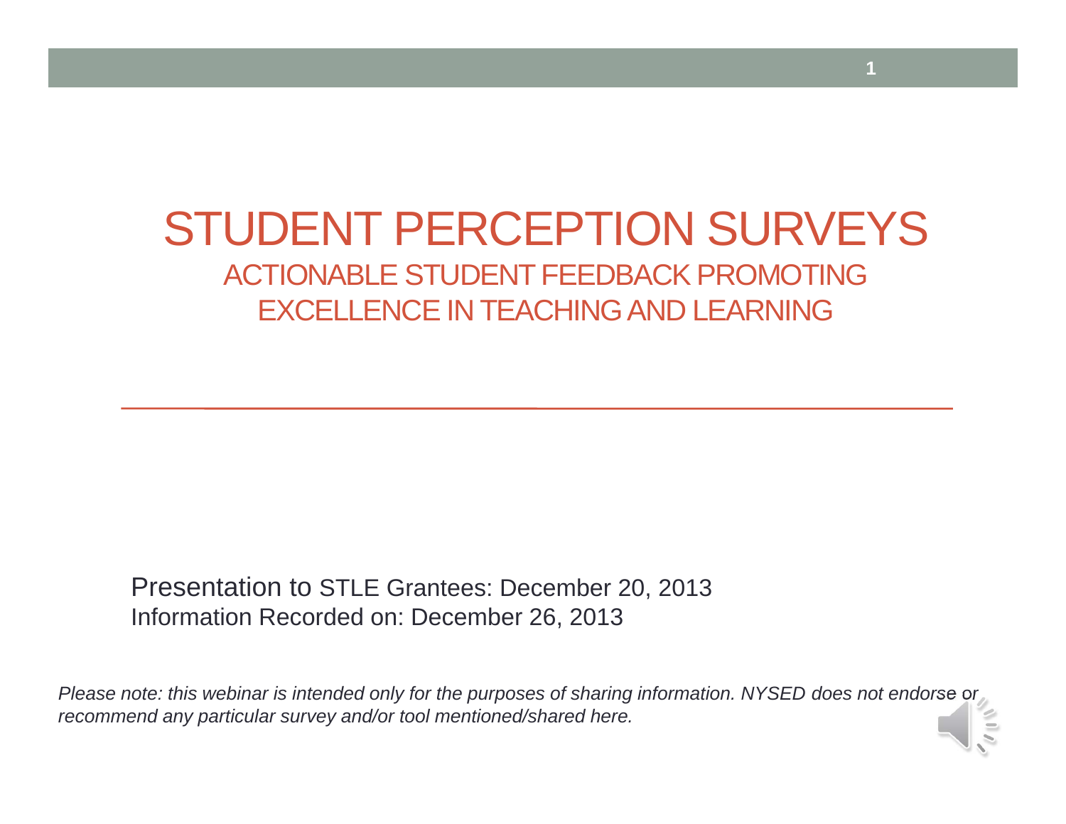# STUDENT PERCEPTION SURVEYS

## ACTIONABLE STUDENT FEEDBACK PROMOTING EXCELLENCE IN TEACHING AND LEARNING

Presentation to STLE Grantees: December 20, 2013
Information Recorded on: December 26, 2013

*Please note: this webinar is intended only for the purposes of sharing information. NYSED does not endorse or recommend any particular survey and/or tool mentioned/shared here.*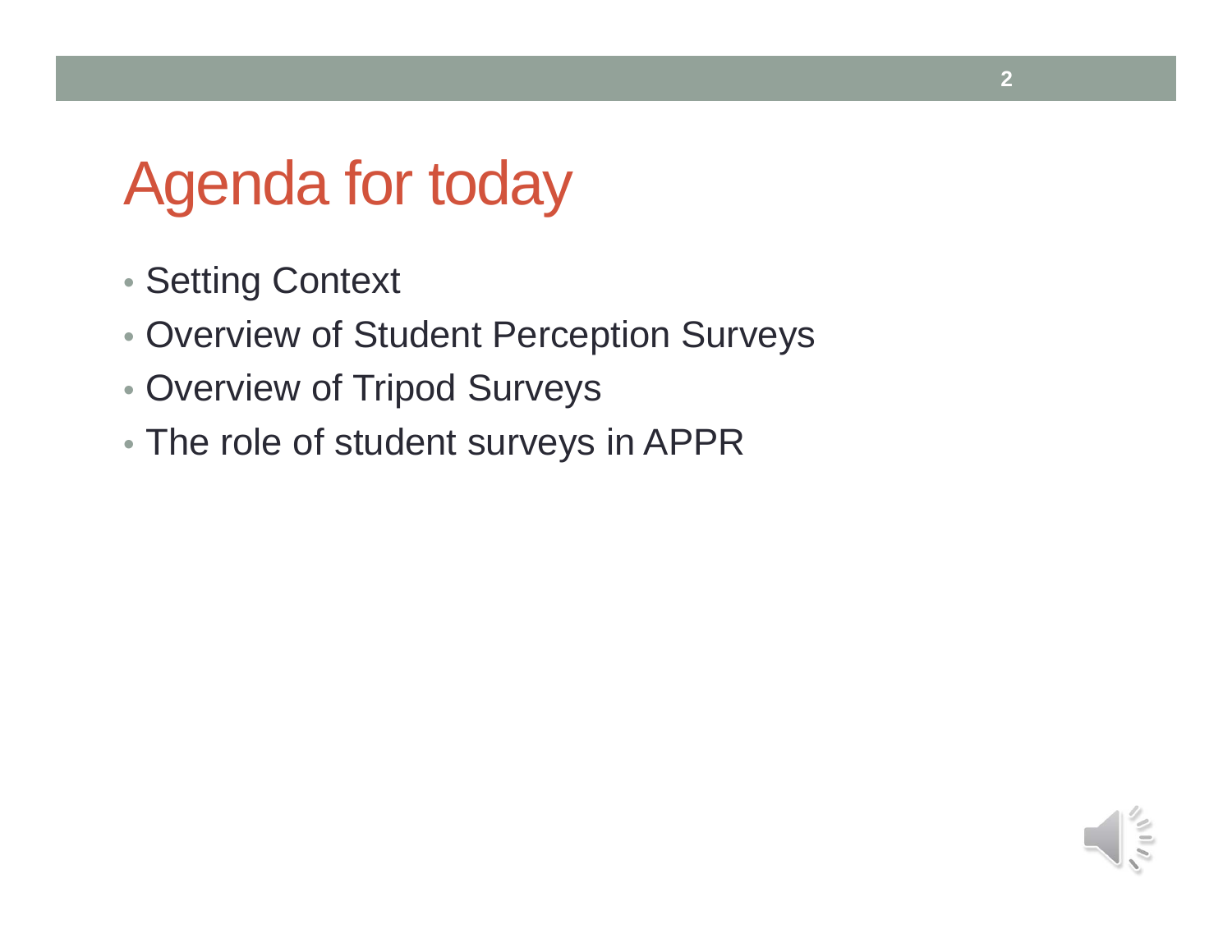# Agenda for today

- Setting Context
- Overview of Student Perception Surveys
- Overview of Tripod Surveys
- The role of student surveys in APPR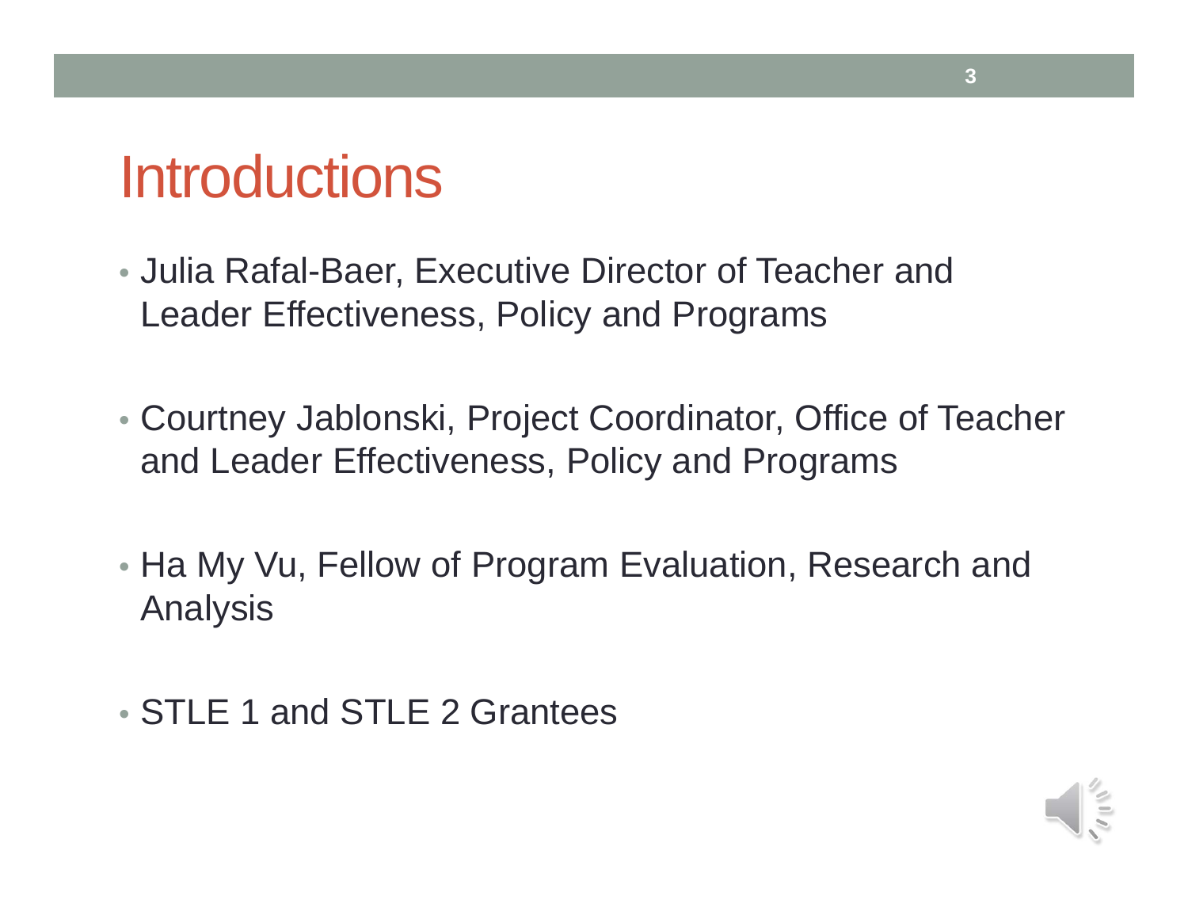# Introductions

- Julia Rafal-Baer, Executive Director of Teacher and Leader Effectiveness, Policy and Programs
- Courtney Jablonski, Project Coordinator, Office of Teacher and Leader Effectiveness, Policy and Programs
- Ha My Vu, Fellow of Program Evaluation, Research and Analysis
- STLE 1 and STLE 2 Grantees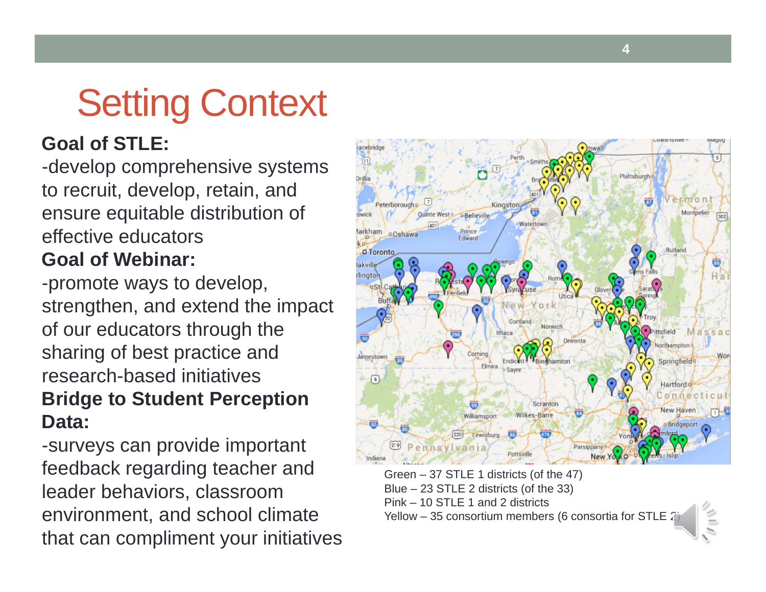# Setting Context

**Goal of STLE:**

-develop comprehensive systems to recruit, develop, retain, and ensure equitable distribution of effective educators

**Goal of Webinar:**

-promote ways to develop, strengthen, and extend the impact of our educators through the sharing of best practice and research-based initiatives

**Bridge to Student Perception Data:**

-surveys can provide important feedback regarding teacher and leader behaviors, classroom environment, and school climate that can compliment your initiatives

Green – 37 STLE 1 districts (of the 47)
Blue – 23 STLE 2 districts (of the 33)
Pink – 10 STLE 1 and 2 districts
Yellow – 35 consortium members (6 consortia for STLE 2)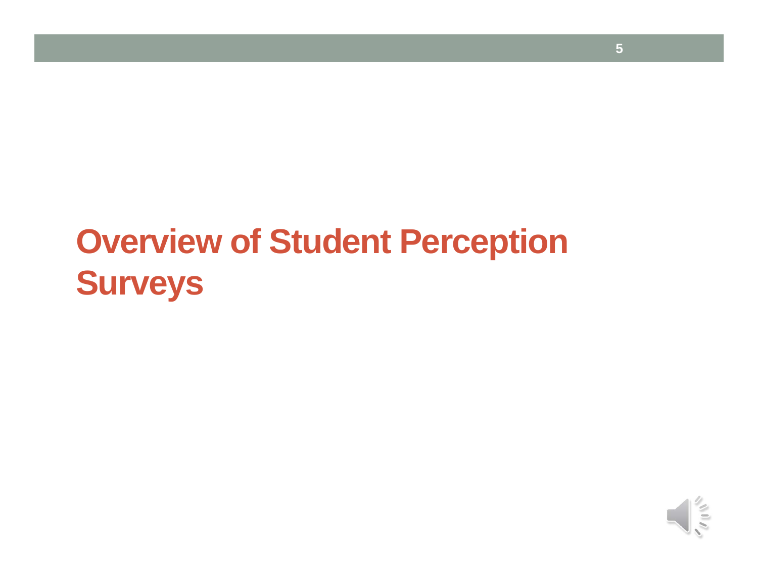# Overview of Student Perception Surveys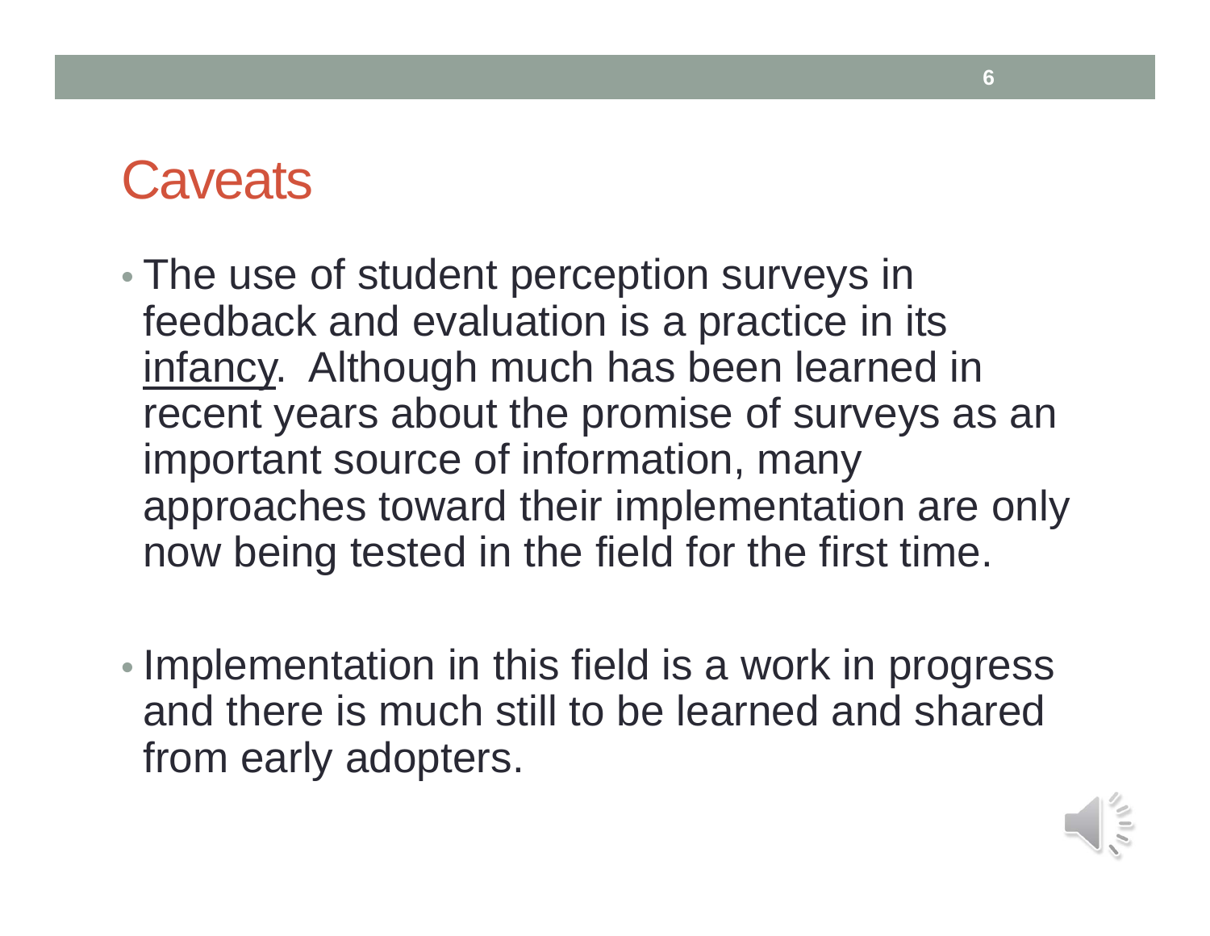# Caveats

- The use of student perception surveys in feedback and evaluation is a practice in its <u>infancy</u>. Although much has been learned in recent years about the promise of surveys as an important source of information, many approaches toward their implementation are only now being tested in the field for the first time.

- Implementation in this field is a work in progress and there is much still to be learned and shared from early adopters.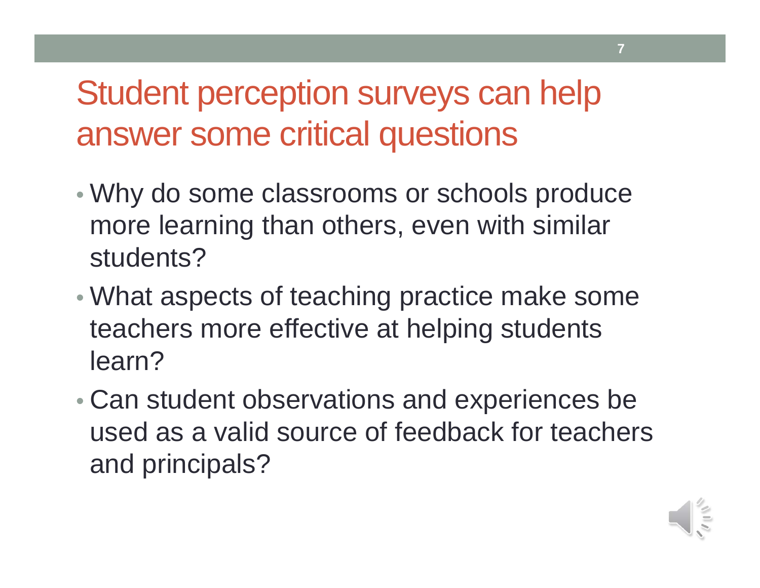# Student perception surveys can help answer some critical questions

- Why do some classrooms or schools produce more learning than others, even with similar students?
- What aspects of teaching practice make some teachers more effective at helping students learn?
- Can student observations and experiences be used as a valid source of feedback for teachers and principals?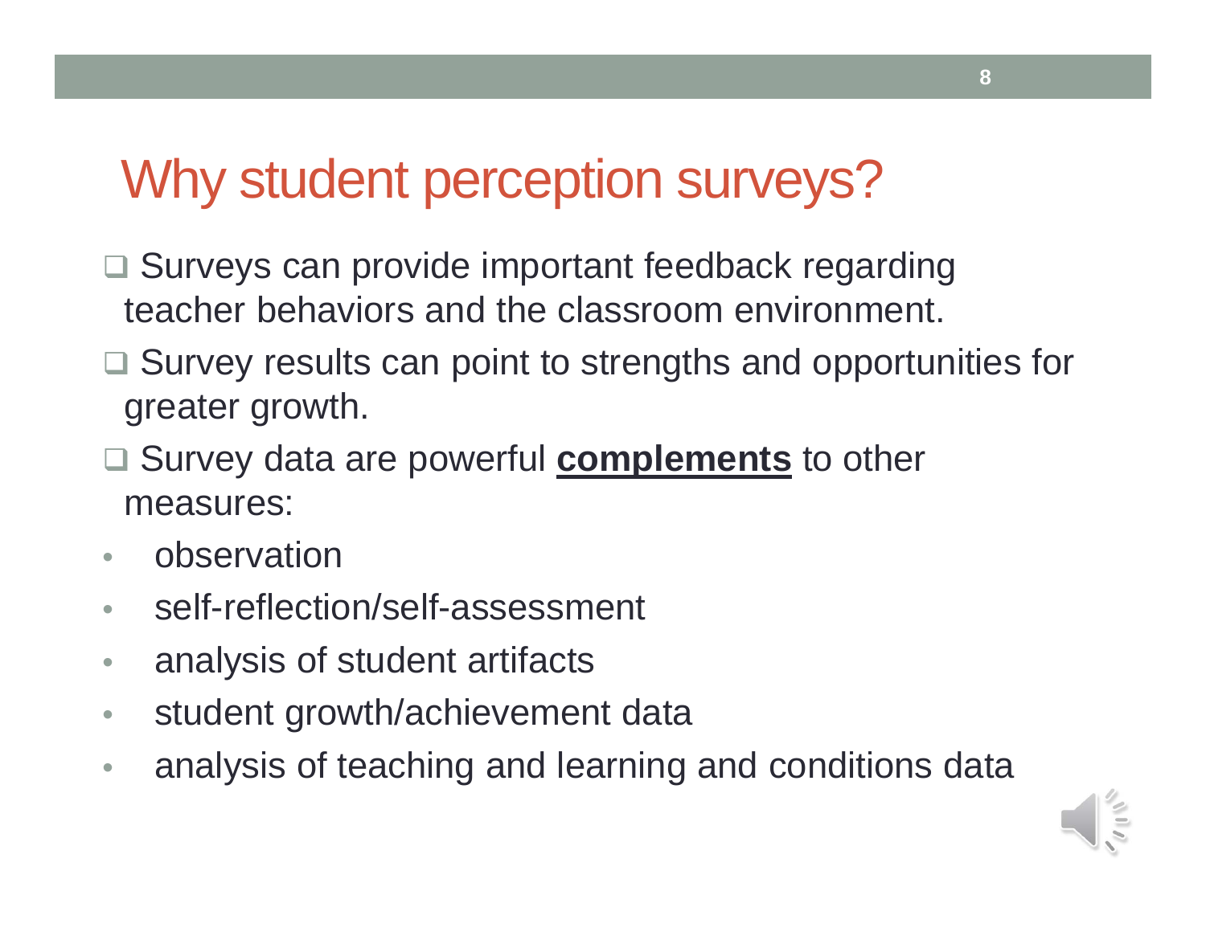# Why student perception surveys?

- ❑ Surveys can provide important feedback regarding teacher behaviors and the classroom environment.
- ❑ Survey results can point to strengths and opportunities for greater growth.
- ❑ Survey data are powerful **<u>complements</u>** to other measures:
  - observation
  - self-reflection/self-assessment
  - analysis of student artifacts
  - student growth/achievement data
  - analysis of teaching and learning and conditions data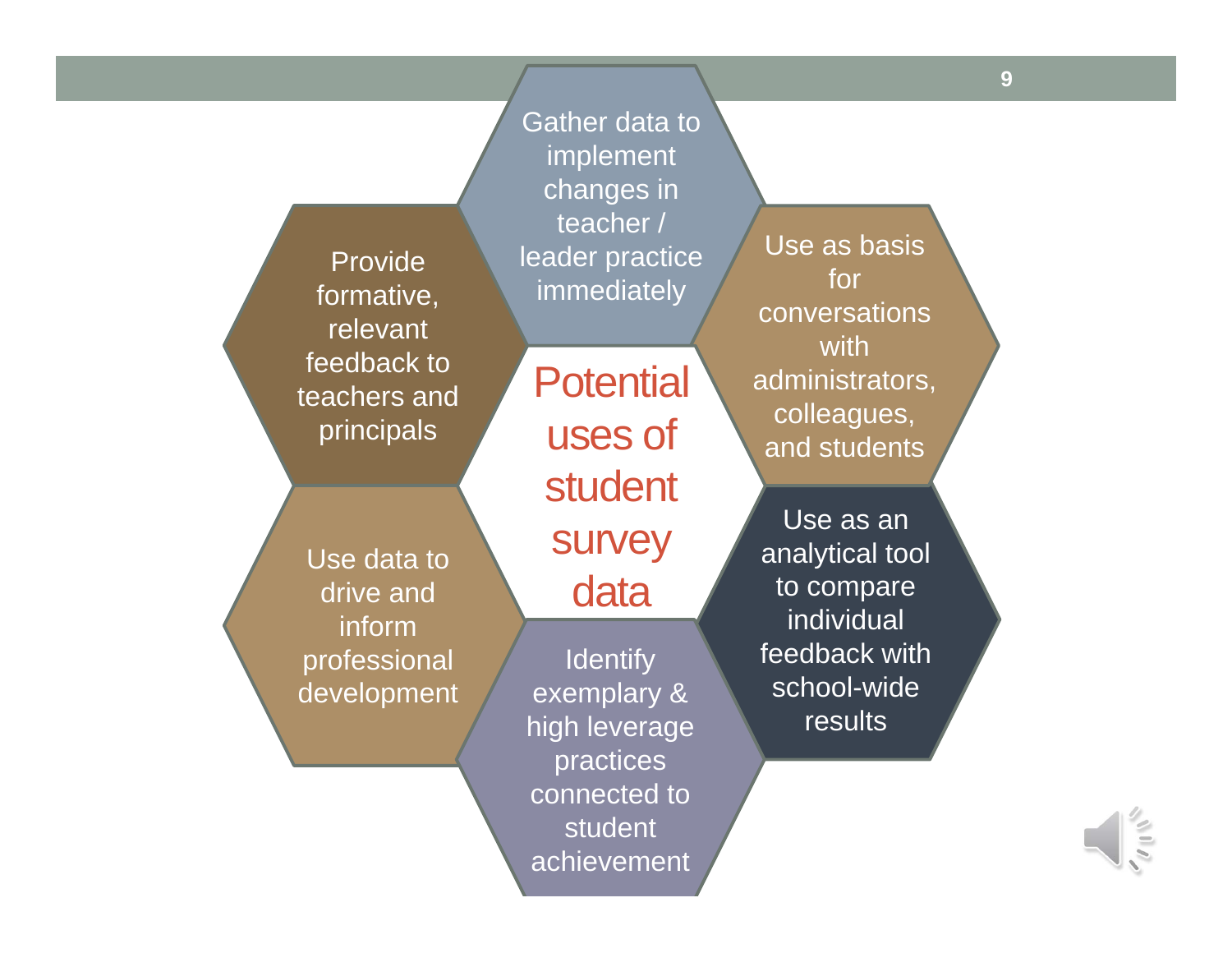# Potential uses of student survey data

- Gather data to implement changes in teacher / leader practice immediately
- Use as basis for conversations with administrators, colleagues, and students
- Use as an analytical tool to compare individual feedback with school-wide results
- Identify exemplary & high leverage practices connected to student achievement
- Use data to drive and inform professional development
- Provide formative, relevant feedback to teachers and principals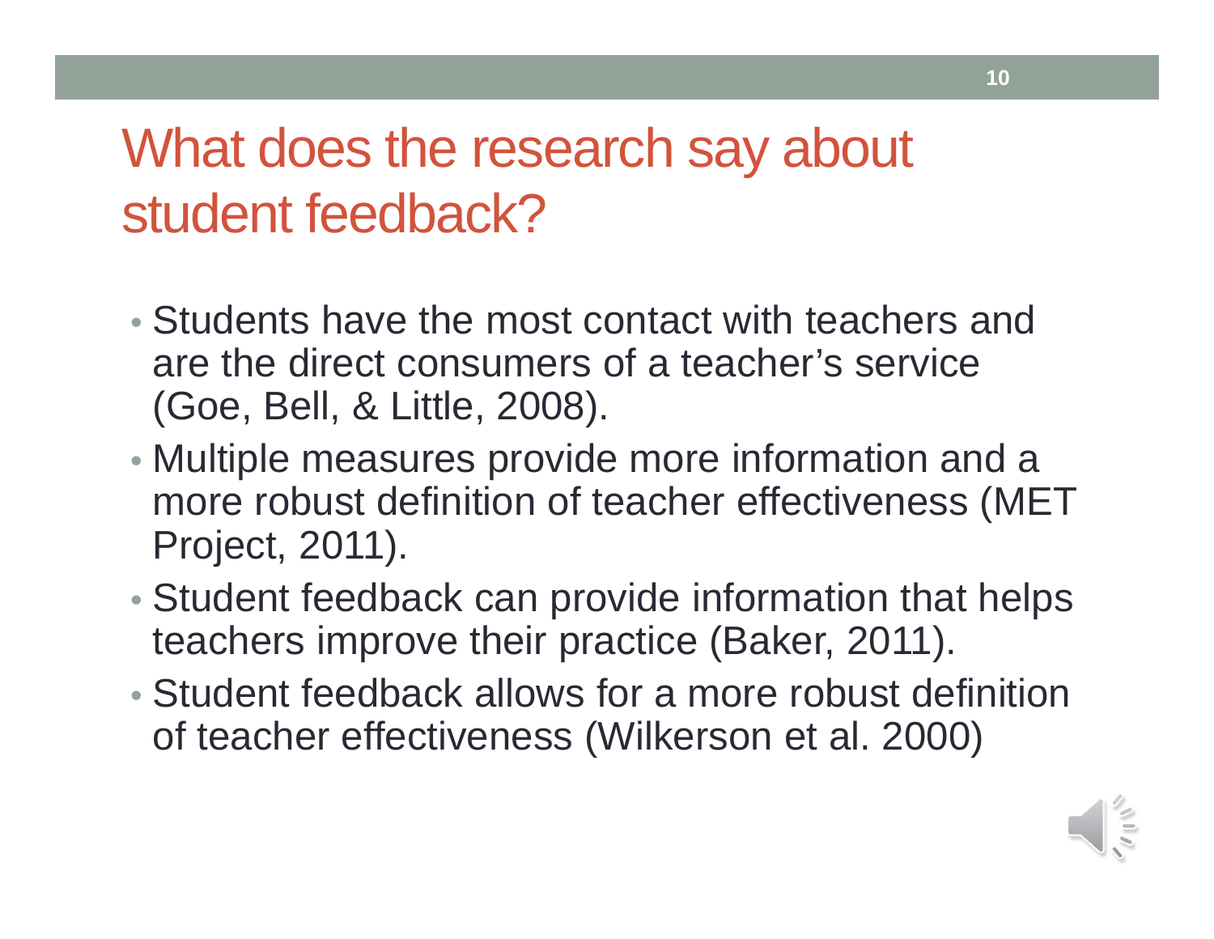# What does the research say about student feedback?

- Students have the most contact with teachers and are the direct consumers of a teacher's service (Goe, Bell, & Little, 2008).
- Multiple measures provide more information and a more robust definition of teacher effectiveness (MET Project, 2011).
- Student feedback can provide information that helps teachers improve their practice (Baker, 2011).
- Student feedback allows for a more robust definition of teacher effectiveness (Wilkerson et al. 2000)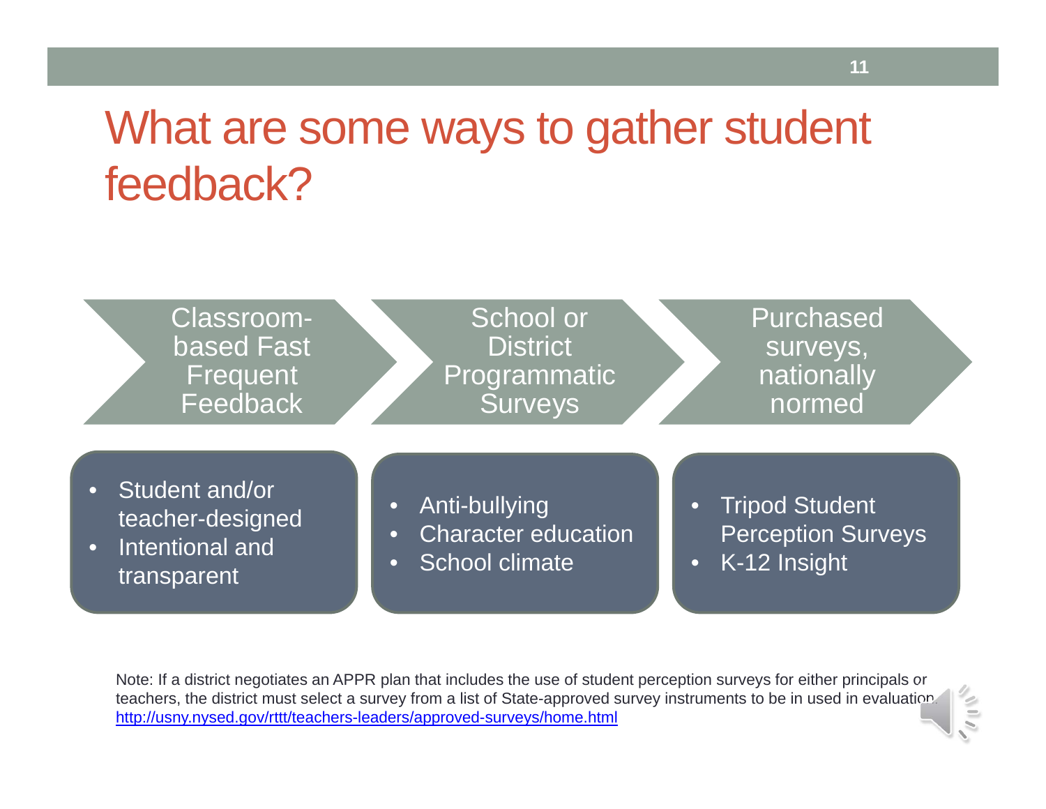# What are some ways to gather student feedback?

**Classroom-based Fast Frequent Feedback**

- Student and/or teacher-designed
- Intentional and transparent

**School or District Programmatic Surveys**

- Anti-bullying
- Character education
- School climate

**Purchased surveys, nationally normed**

- Tripod Student Perception Surveys
- K-12 Insight

Note: If a district negotiates an APPR plan that includes the use of student perception surveys for either principals or teachers, the district must select a survey from a list of State-approved survey instruments to be in used in evaluation. http://usny.nysed.gov/rttt/teachers-leaders/approved-surveys/home.html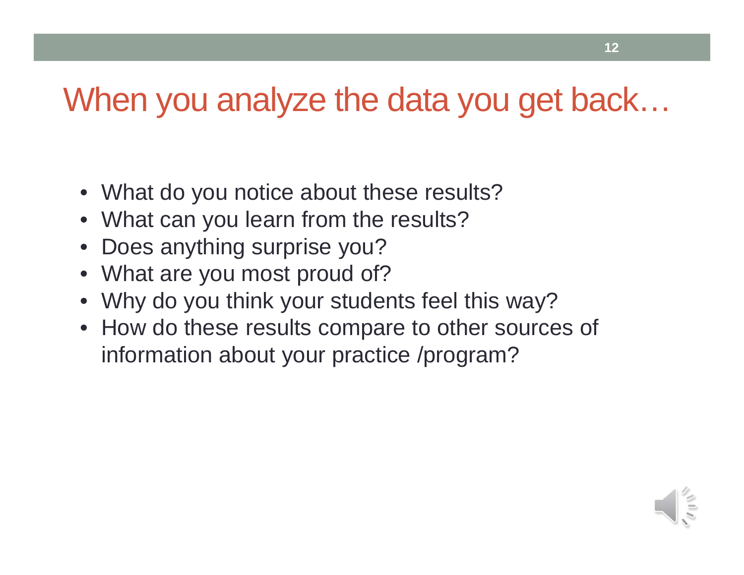# When you analyze the data you get back…

- What do you notice about these results?
- What can you learn from the results?
- Does anything surprise you?
- What are you most proud of?
- Why do you think your students feel this way?
- How do these results compare to other sources of information about your practice /program?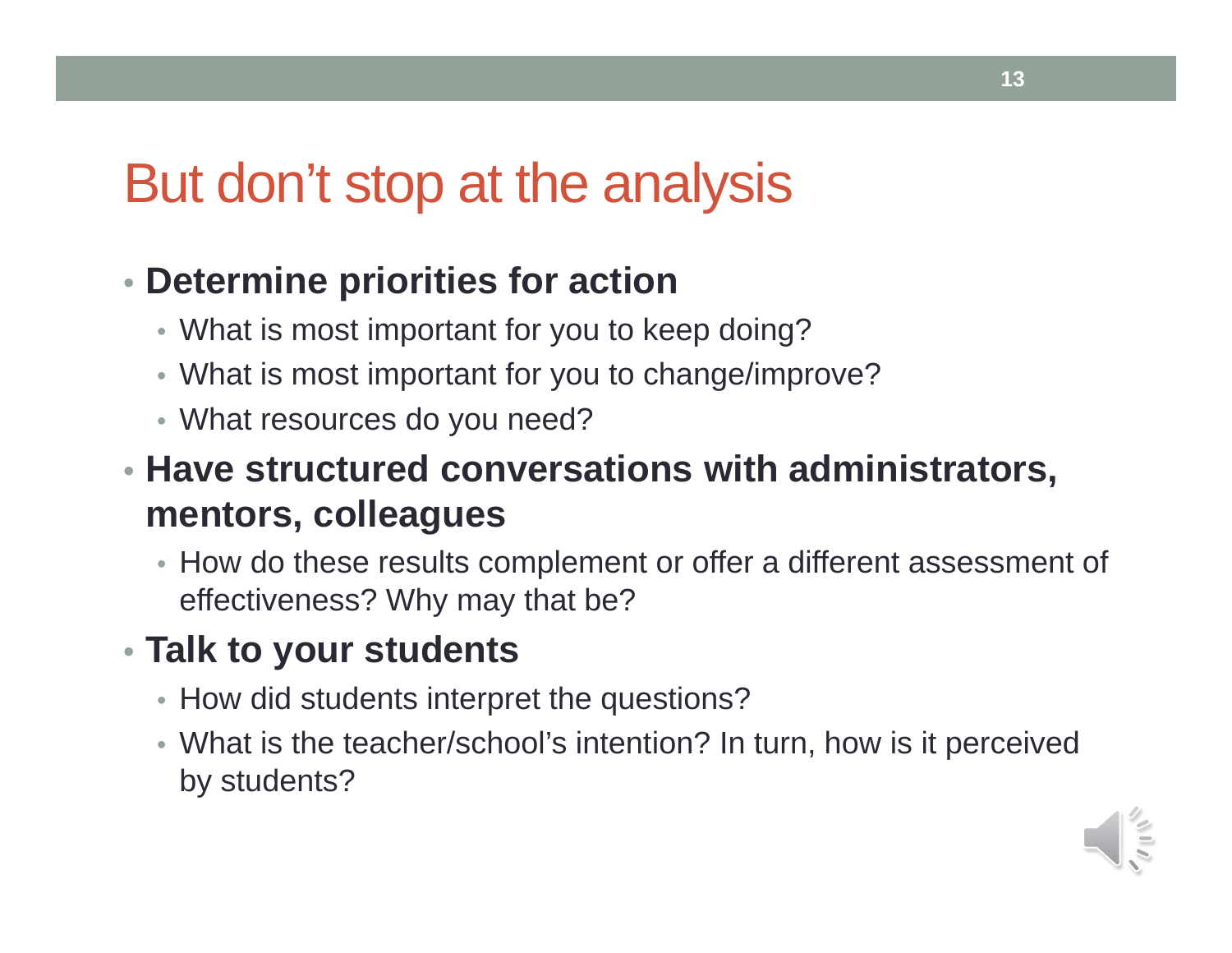# But don't stop at the analysis

- **Determine priorities for action**
  - What is most important for you to keep doing?
  - What is most important for you to change/improve?
  - What resources do you need?
- **Have structured conversations with administrators, mentors, colleagues**
  - How do these results complement or offer a different assessment of effectiveness? Why may that be?
- **Talk to your students**
  - How did students interpret the questions?
  - What is the teacher/school's intention? In turn, how is it perceived by students?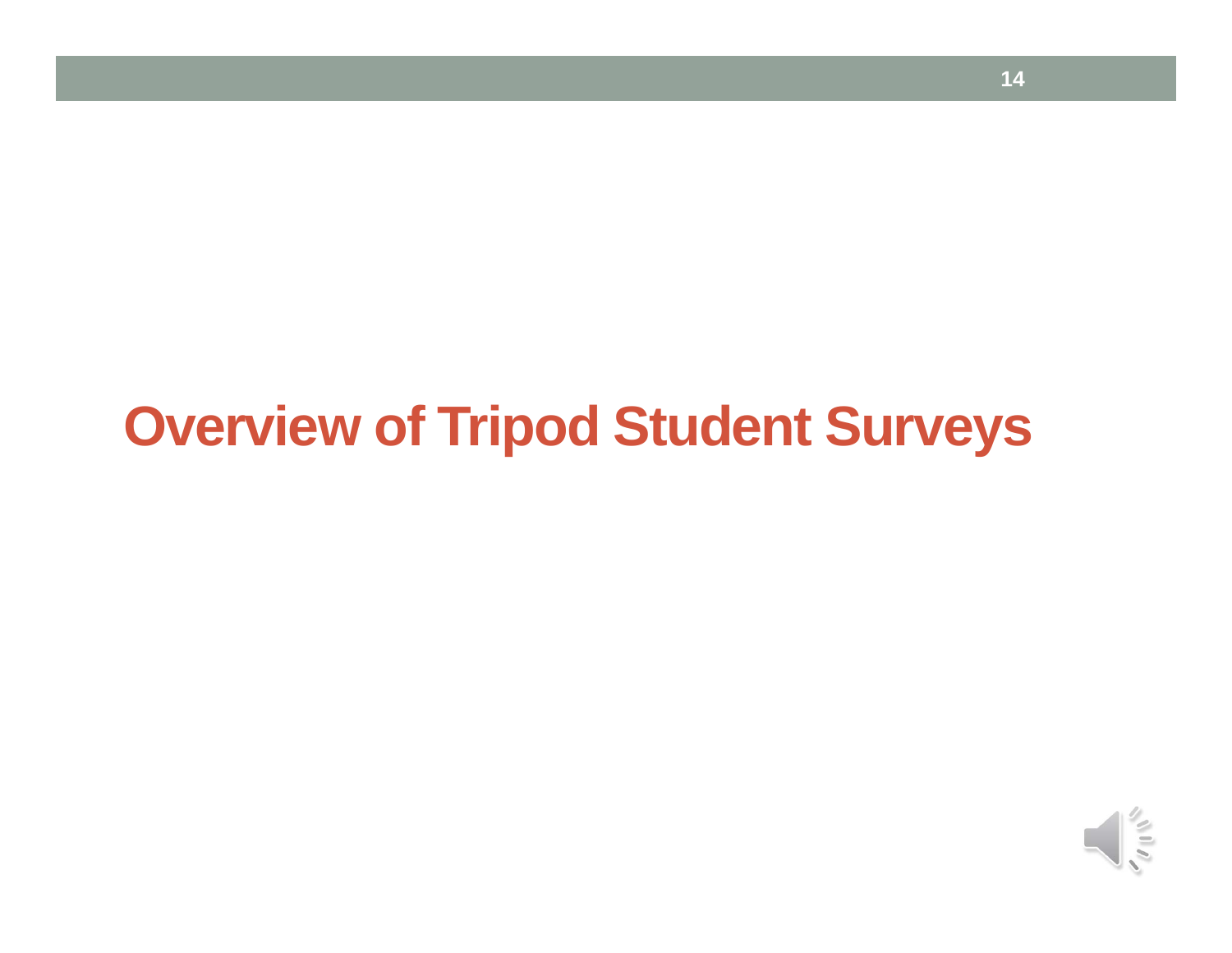# Overview of Tripod Student Surveys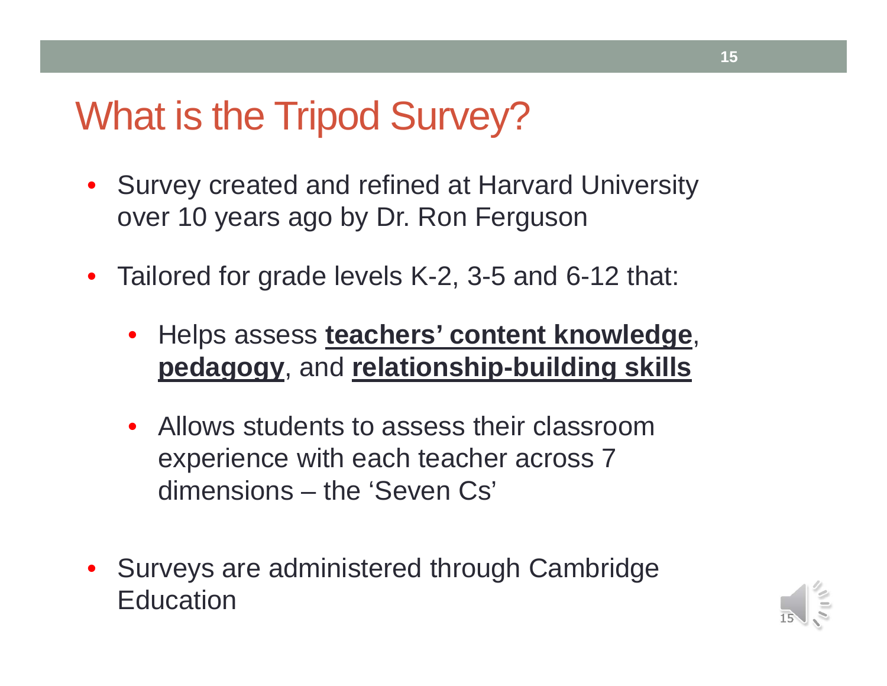# What is the Tripod Survey?

- Survey created and refined at Harvard University over 10 years ago by Dr. Ron Ferguson

- Tailored for grade levels K-2, 3-5 and 6-12 that:

  - Helps assess **teachers' content knowledge**, **pedagogy**, and **relationship-building skills**

  - Allows students to assess their classroom experience with each teacher across 7 dimensions – the 'Seven Cs'

- Surveys are administered through Cambridge Education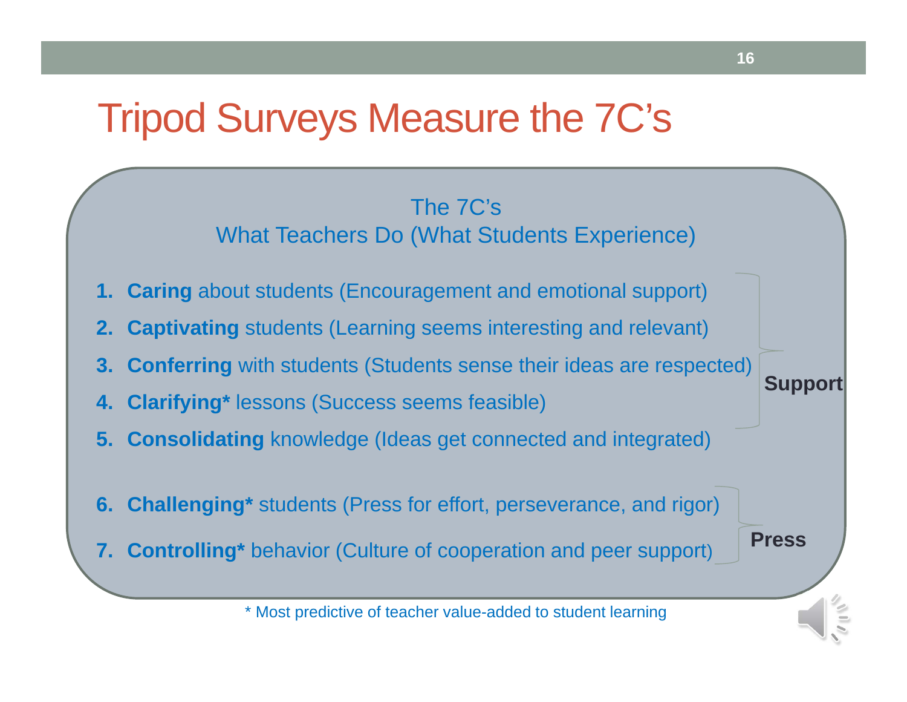# Tripod Surveys Measure the 7C's

The 7C's
What Teachers Do (What Students Experience)

1. **Caring** about students (Encouragement and emotional support)
2. **Captivating** students (Learning seems interesting and relevant)
3. **Conferring** with students (Students sense their ideas are respected)
4. **Clarifying*** lessons (Success seems feasible)
5. **Consolidating** knowledge (Ideas get connected and integrated)

**Support** (items 1–5)

6. **Challenging*** students (Press for effort, perseverance, and rigor)
7. **Controlling*** behavior (Culture of cooperation and peer support)

**Press** (items 6–7)

* Most predictive of teacher value-added to student learning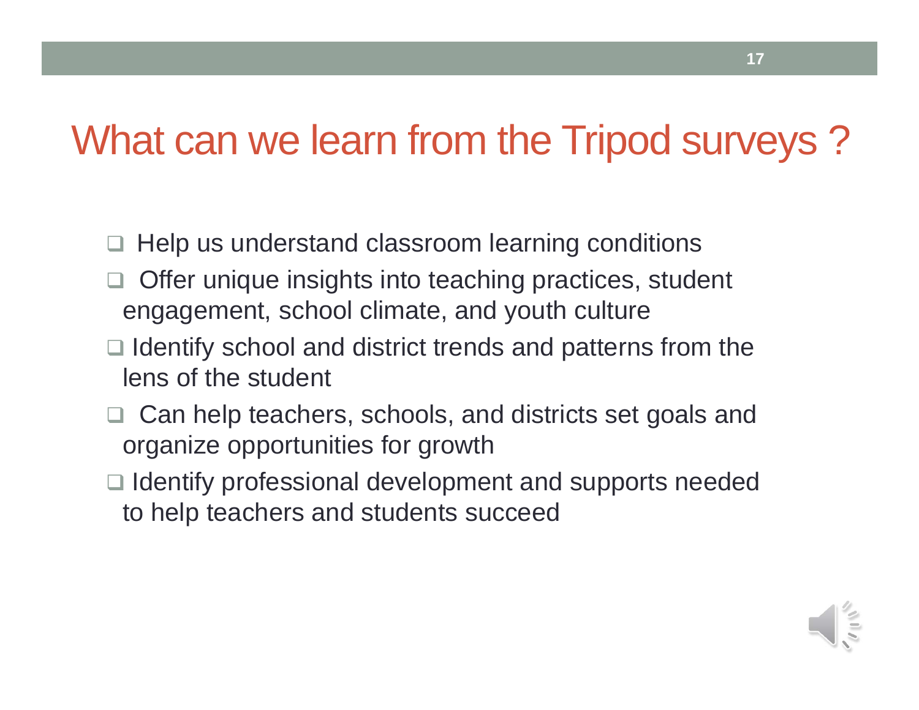# What can we learn from the Tripod surveys ?

- Help us understand classroom learning conditions
- Offer unique insights into teaching practices, student engagement, school climate, and youth culture
- Identify school and district trends and patterns from the lens of the student
- Can help teachers, schools, and districts set goals and organize opportunities for growth
- Identify professional development and supports needed to help teachers and students succeed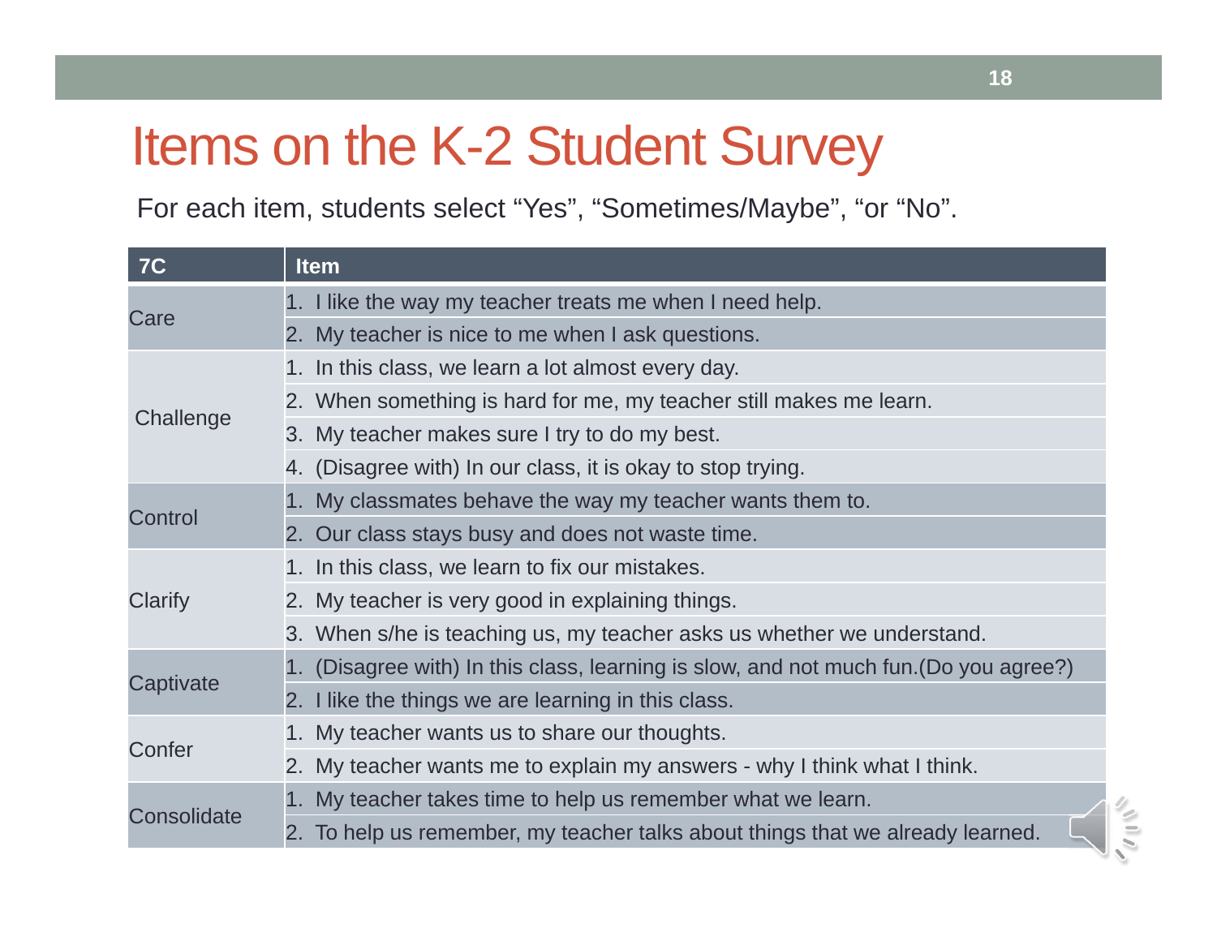# Items on the K-2 Student Survey

For each item, students select “Yes”, “Sometimes/Maybe”, “or “No”.

| 7C | Item |
|---|---|
| Care | 1. I like the way my teacher treats me when I need help. |
| | 2. My teacher is nice to me when I ask questions. |
| Challenge | 1. In this class, we learn a lot almost every day. |
| | 2. When something is hard for me, my teacher still makes me learn. |
| | 3. My teacher makes sure I try to do my best. |
| | 4. (Disagree with) In our class, it is okay to stop trying. |
| Control | 1. My classmates behave the way my teacher wants them to. |
| | 2. Our class stays busy and does not waste time. |
| Clarify | 1. In this class, we learn to fix our mistakes. |
| | 2. My teacher is very good in explaining things. |
| | 3. When s/he is teaching us, my teacher asks us whether we understand. |
| Captivate | 1. (Disagree with) In this class, learning is slow, and not much fun.(Do you agree?) |
| | 2. I like the things we are learning in this class. |
| Confer | 1. My teacher wants us to share our thoughts. |
| | 2. My teacher wants me to explain my answers - why I think what I think. |
| Consolidate | 1. My teacher takes time to help us remember what we learn. |
| | 2. To help us remember, my teacher talks about things that we already learned. |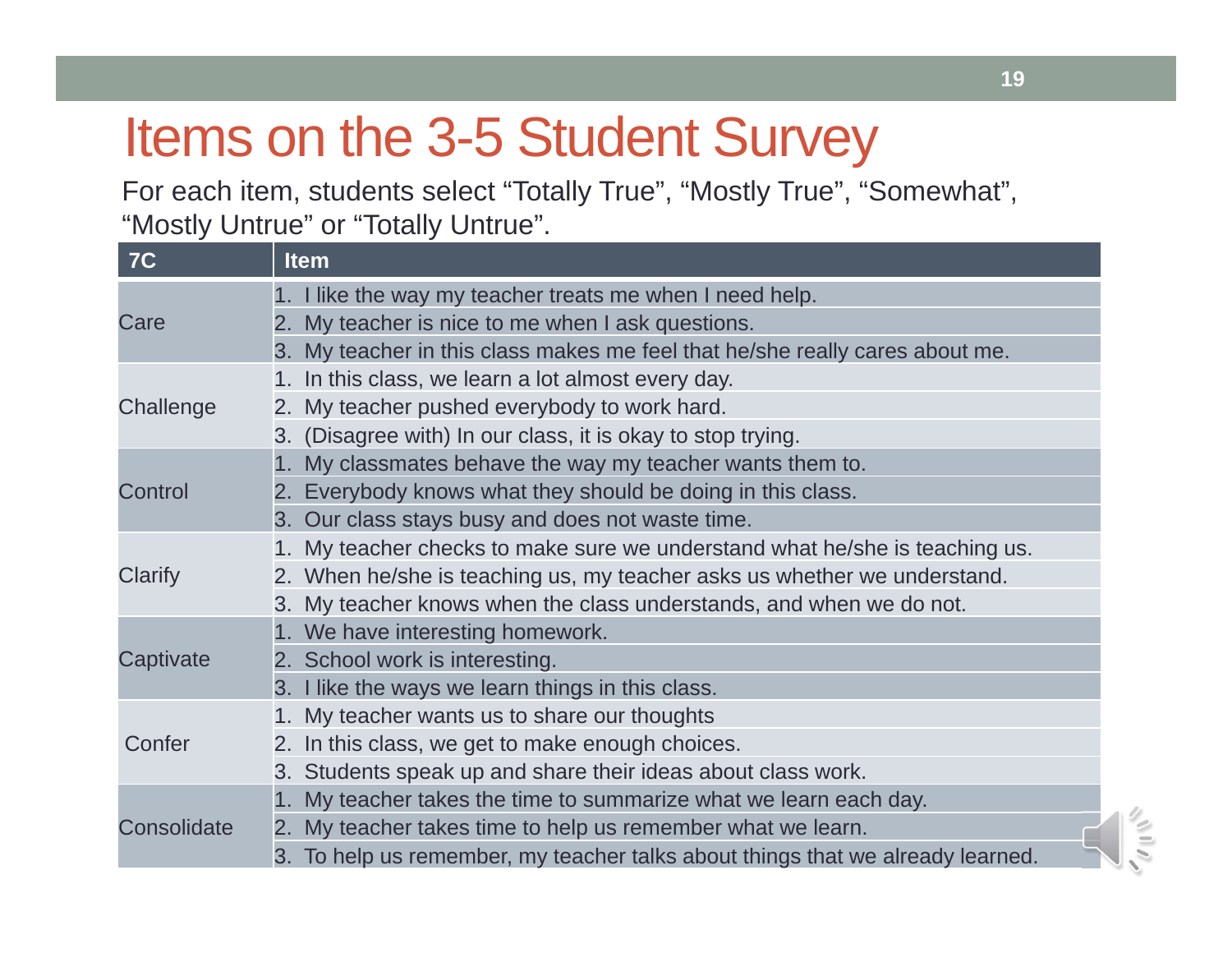# Items on the 3-5 Student Survey

For each item, students select "Totally True", "Mostly True", "Somewhat", "Mostly Untrue" or "Totally Untrue".

| 7C | Item |
|---|---|
| Care | 1. I like the way my teacher treats me when I need help. |
| | 2. My teacher is nice to me when I ask questions. |
| | 3. My teacher in this class makes me feel that he/she really cares about me. |
| Challenge | 1. In this class, we learn a lot almost every day. |
| | 2. My teacher pushed everybody to work hard. |
| | 3. (Disagree with) In our class, it is okay to stop trying. |
| Control | 1. My classmates behave the way my teacher wants them to. |
| | 2. Everybody knows what they should be doing in this class. |
| | 3. Our class stays busy and does not waste time. |
| Clarify | 1. My teacher checks to make sure we understand what he/she is teaching us. |
| | 2. When he/she is teaching us, my teacher asks us whether we understand. |
| | 3. My teacher knows when the class understands, and when we do not. |
| Captivate | 1. We have interesting homework. |
| | 2. School work is interesting. |
| | 3. I like the ways we learn things in this class. |
| Confer | 1. My teacher wants us to share our thoughts |
| | 2. In this class, we get to make enough choices. |
| | 3. Students speak up and share their ideas about class work. |
| Consolidate | 1. My teacher takes the time to summarize what we learn each day. |
| | 2. My teacher takes time to help us remember what we learn. |
| | 3. To help us remember, my teacher talks about things that we already learned. |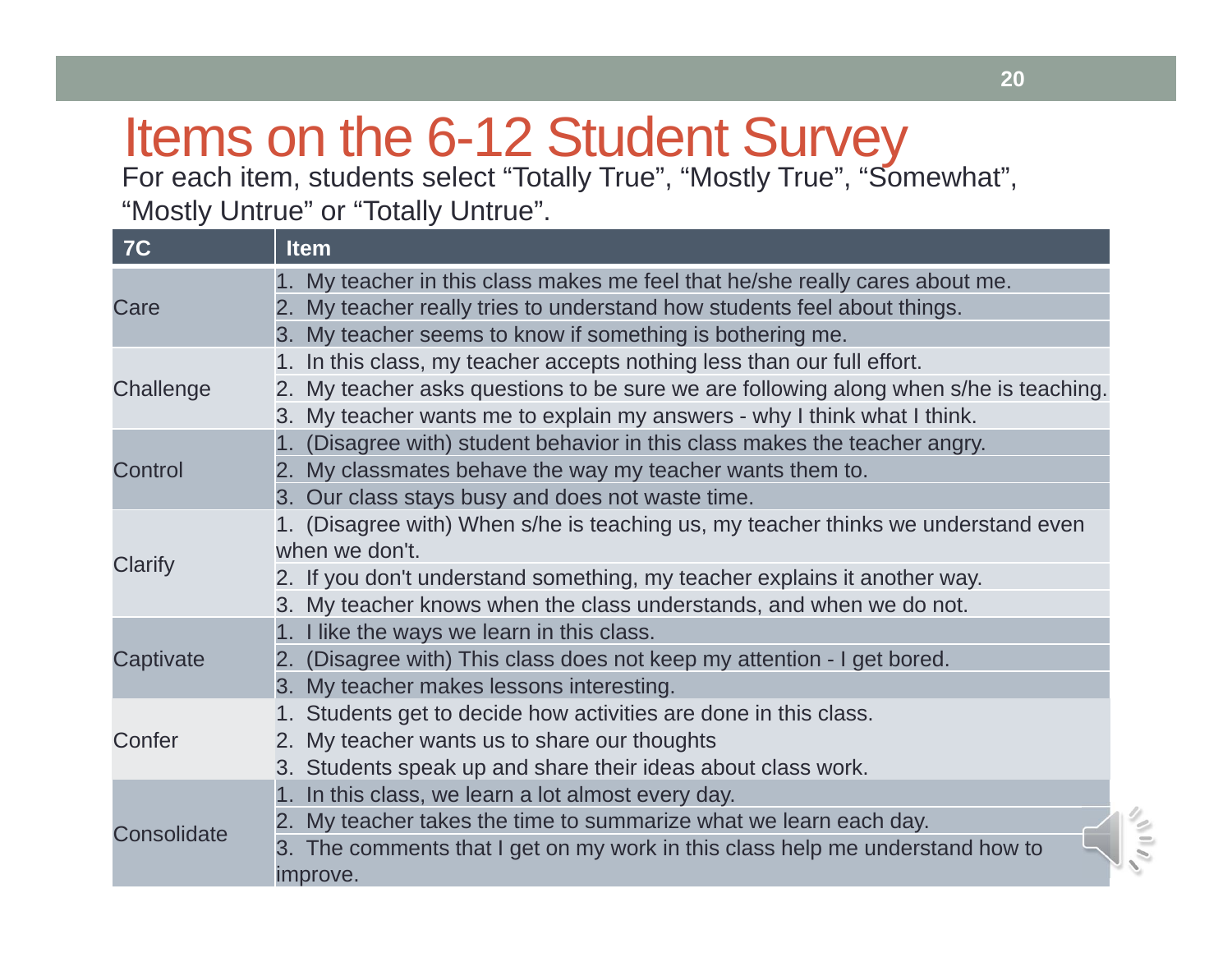# Items on the 6-12 Student Survey

For each item, students select “Totally True”, “Mostly True”, “Somewhat”, “Mostly Untrue” or “Totally Untrue”.

| 7C | Item |
|---|---|
| Care | 1. My teacher in this class makes me feel that he/she really cares about me. |
| | 2. My teacher really tries to understand how students feel about things. |
| | 3. My teacher seems to know if something is bothering me. |
| Challenge | 1. In this class, my teacher accepts nothing less than our full effort. |
| | 2. My teacher asks questions to be sure we are following along when s/he is teaching. |
| | 3. My teacher wants me to explain my answers - why I think what I think. |
| Control | 1. (Disagree with) student behavior in this class makes the teacher angry. |
| | 2. My classmates behave the way my teacher wants them to. |
| | 3. Our class stays busy and does not waste time. |
| Clarify | 1. (Disagree with) When s/he is teaching us, my teacher thinks we understand even when we don't. |
| | 2. If you don't understand something, my teacher explains it another way. |
| | 3. My teacher knows when the class understands, and when we do not. |
| Captivate | 1. I like the ways we learn in this class. |
| | 2. (Disagree with) This class does not keep my attention - I get bored. |
| | 3. My teacher makes lessons interesting. |
| Confer | 1. Students get to decide how activities are done in this class. |
| | 2. My teacher wants us to share our thoughts |
| | 3. Students speak up and share their ideas about class work. |
| Consolidate | 1. In this class, we learn a lot almost every day. |
| | 2. My teacher takes the time to summarize what we learn each day. |
| | 3. The comments that I get on my work in this class help me understand how to improve. |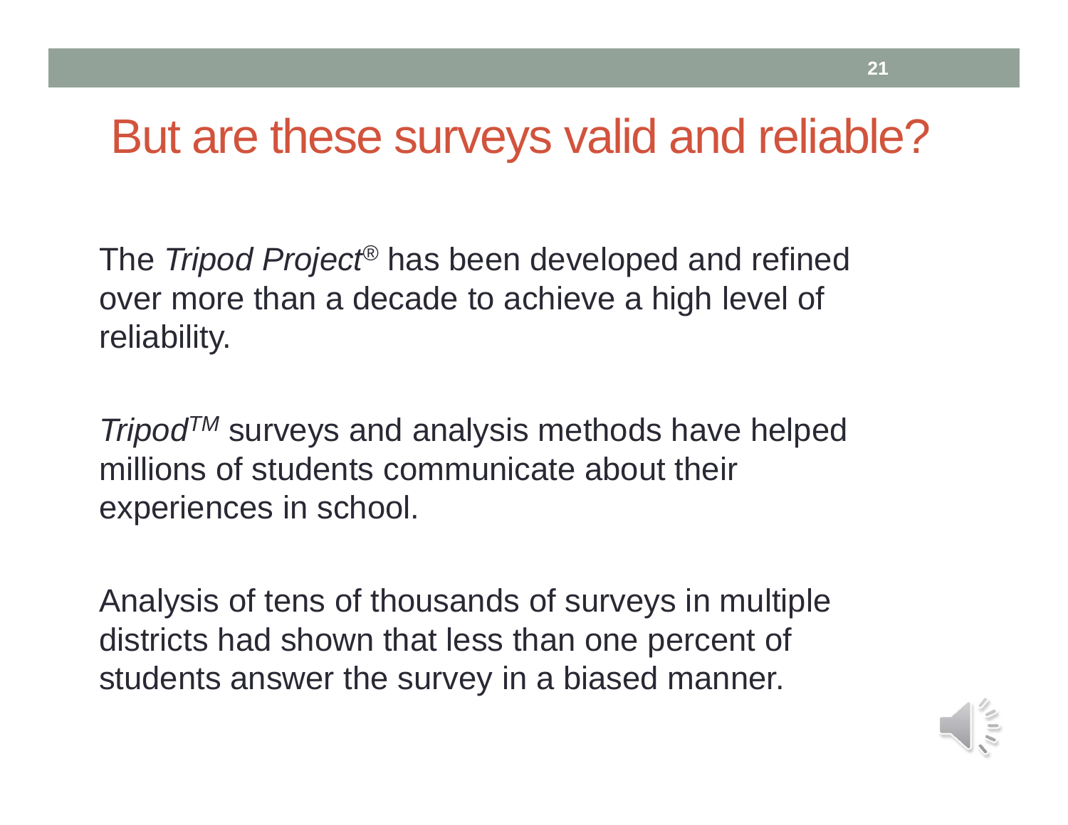# But are these surveys valid and reliable?

The *Tripod Project*® has been developed and refined over more than a decade to achieve a high level of reliability.

*Tripod*™ surveys and analysis methods have helped millions of students communicate about their experiences in school.

Analysis of tens of thousands of surveys in multiple districts had shown that less than one percent of students answer the survey in a biased manner.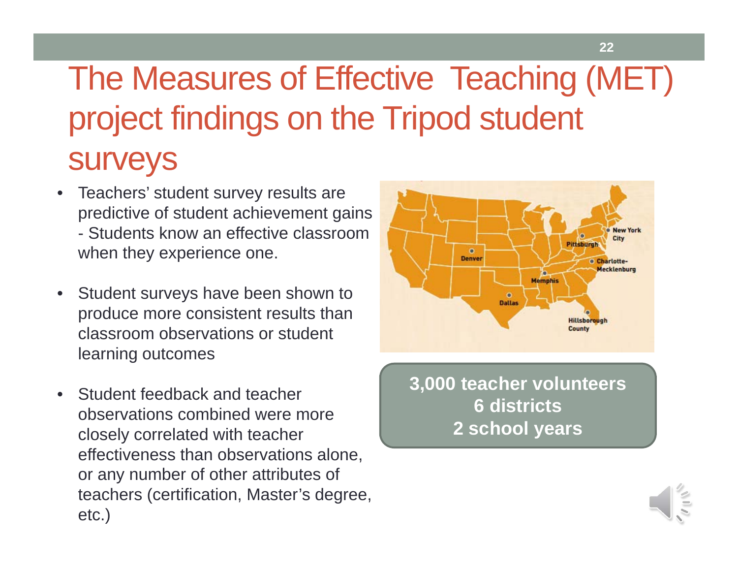# The Measures of Effective Teaching (MET) project findings on the Tripod student surveys

- Teachers' student survey results are predictive of student achievement gains - Students know an effective classroom when they experience one.
- Student surveys have been shown to produce more consistent results than classroom observations or student learning outcomes
- Student feedback and teacher observations combined were more closely correlated with teacher effectiveness than observations alone, or any number of other attributes of teachers (certification, Master's degree, etc.)

Denver, Dallas, Memphis, Pittsburgh, New York City, Charlotte-Mecklenburg, Hillsborough County

**3,000 teacher volunteers**
**6 districts**
**2 school years**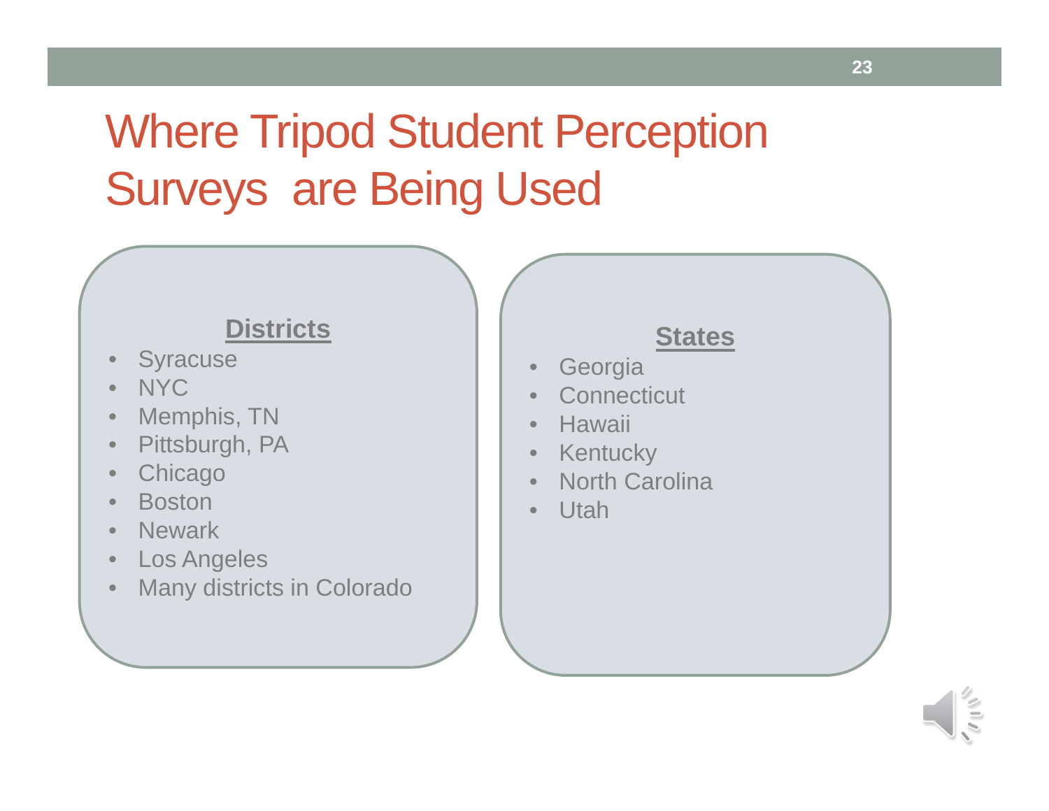# Where Tripod Student Perception Surveys are Being Used

## Districts

- Syracuse
- NYC
- Memphis, TN
- Pittsburgh, PA
- Chicago
- Boston
- Newark
- Los Angeles
- Many districts in Colorado

## States

- Georgia
- Connecticut
- Hawaii
- Kentucky
- North Carolina
- Utah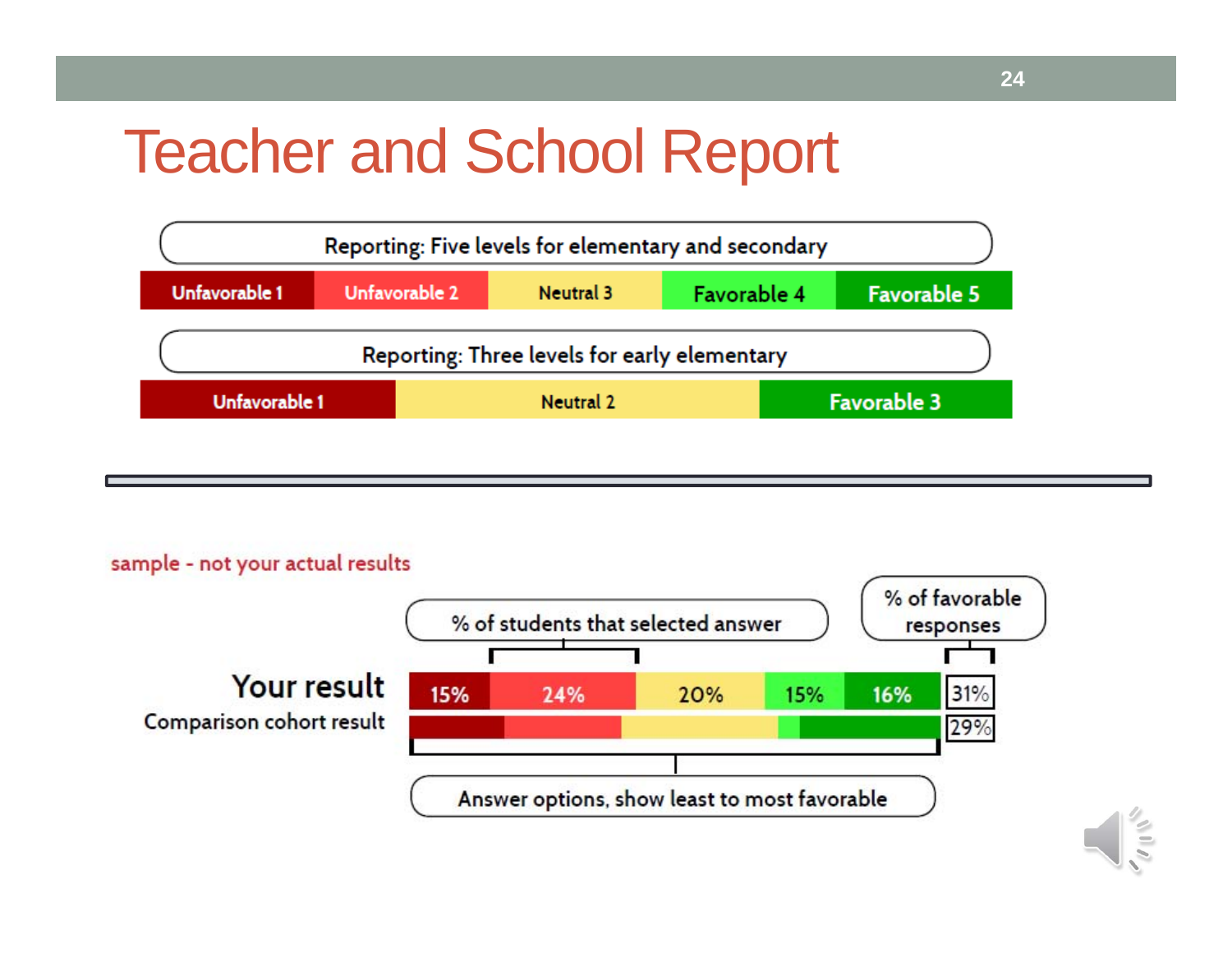# Teacher and School Report

**Reporting: Five levels for elementary and secondary**

| Unfavorable 1 | Unfavorable 2 | Neutral 3 | Favorable 4 | Favorable 5 |
|---|---|---|---|---|

**Reporting: Three levels for early elementary**

| Unfavorable 1 | Neutral 2 | Favorable 3 |
|---|---|---|

---

sample - not your actual results

% of students that selected answer

% of favorable responses

| | | | | | | |
|---|---|---|---|---|---|---|
| **Your result** | 15% | 24% | 20% | 15% | 16% | 31% |
| Comparison cohort result | | | | | | 29% |

Answer options, show least to most favorable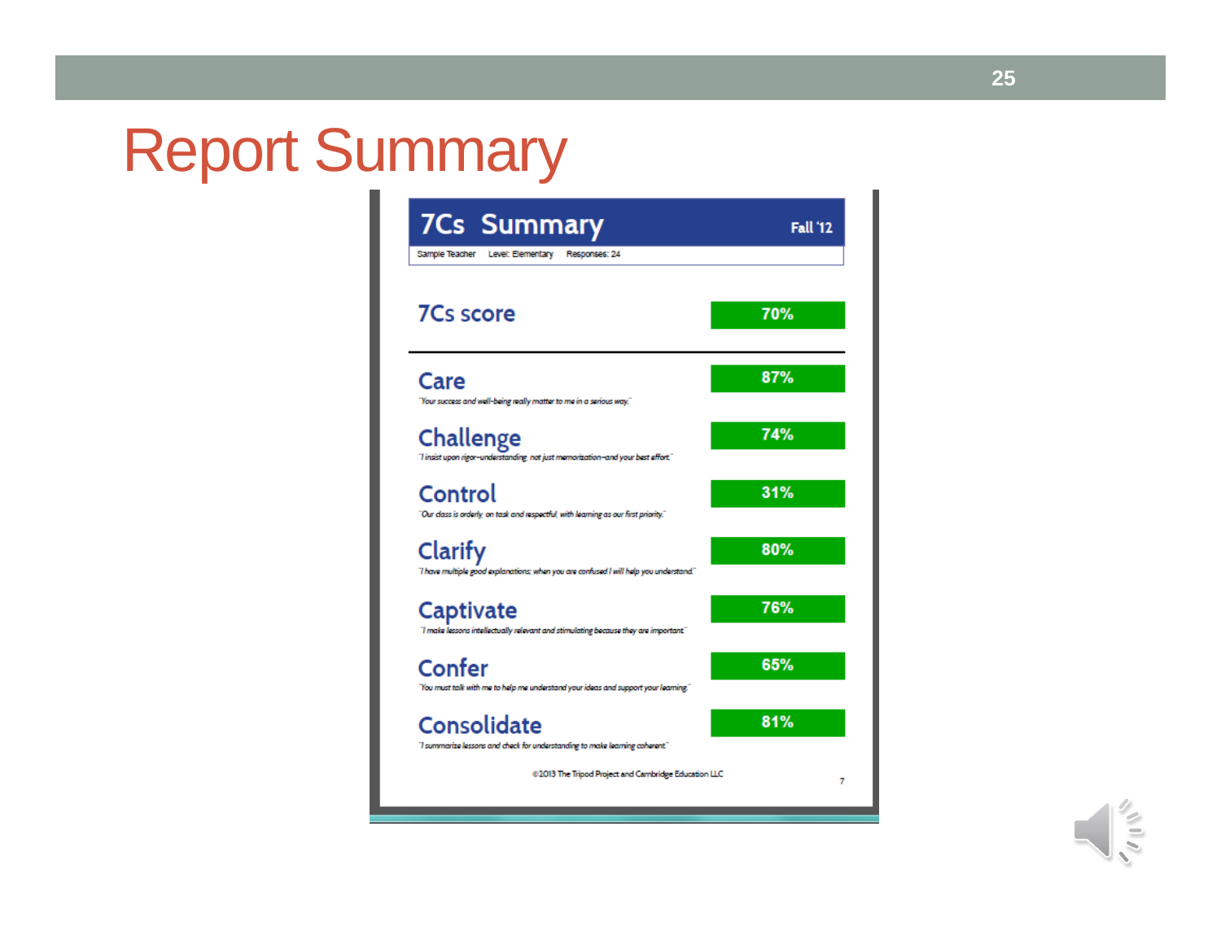# Report Summary

## 7Cs Summary

Fall '12

Sample Teacher Level: Elementary Responses: 24

| | |
|---|---|
| **7Cs score** | 70% |
| **Care**<br>*"Your success and well-being really matter to me in a serious way."* | 87% |
| **Challenge**<br>*"I insist upon rigor–understanding, not just memorization–and your best effort."* | 74% |
| **Control**<br>*"Our class is orderly, on task and respectful, with learning as our first priority."* | 31% |
| **Clarify**<br>*"I have multiple good explanations; when you are confused I will help you understand."* | 80% |
| **Captivate**<br>*"I make lessons intellectually relevant and stimulating because they are important."* | 76% |
| **Confer**<br>*"You must talk with me to help me understand your ideas and support your learning."* | 65% |
| **Consolidate**<br>*"I summarize lessons and check for understanding to make learning coherent."* | 81% |

©2013 The Tripod Project and Cambridge Education LLC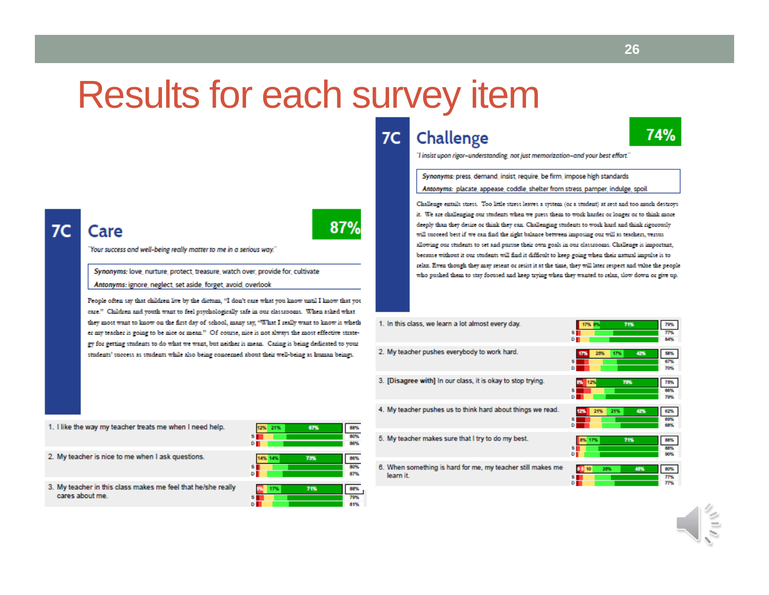# Results for each survey item

## 7C Care — 87%

*"Your success and well-being really matter to me in a serious way."*

**Synonyms:** love, nurture, protect, treasure, watch over, provide for, cultivate
**Antonyms:** ignore, neglect, set aside, forget, avoid, overlook

People often say that children live by the dictum, "I don't care what you know until I know that you care." Children and youth want to feel psychologically safe in our classrooms. When asked what they most want to know on the first day of school, many say, "What I really want to know is whether my teacher is going to be nice or mean." Of course, nice is not always the most effective strategy for getting students to do what we want, but neither is mean. Caring is being dedicated to your students' success as students while also being concerned about their well-being as human beings.

| Item | Distribution | % |
| --- | --- | --- |
| 1. I like the way my teacher treats me when I need help. | 12% / 21% / 67% | 88%; S 80%; D 86% |
| 2. My teacher is nice to me when I ask questions. | 14% / 14% / 73% | 86%; S 80%; D 87% |
| 3. My teacher in this class makes me feel that he/she really cares about me. | 17% / 71% | 88%; S 79%; D 81% |

## 7C Challenge — 74%

*"I insist upon rigor–understanding, not just memorization–and your best effort."*

**Synonyms:** press, demand, insist, require, be firm, impose high standards
**Antonyms:** placate, appease, coddle, shelter from stress, pamper, indulge, spoil

Challenge entails stress. Too little stress leaves a system (or a student) at rest and too much destroys it. We are challenging our students when we press them to work harder or longer or to think more deeply than they desire or think they can. Challenging students to work hard and think rigorously will succeed best if we can find the right balance between imposing our will as teachers, versus allowing our students to set and pursue their own goals in our classrooms. Challenge is important, because without it our students will find it difficult to keep going when their natural impulse is to relax. Even though they may resent or resist it at the time, they will later respect and value the people who pushed them to stay focused and keep trying when they wanted to relax, slow down or give up.

| Item | Distribution | % |
| --- | --- | --- |
| 1. In this class, we learn a lot almost every day. | 17% / 8% / 71% | 79%; S 77%; D 84% |
| 2. My teacher pushes everybody to work hard. | 17% / 25% / 17% / 42% | 58%; S 67%; D 70% |
| 3. [Disagree with] In our class, it is okay to stop trying. | 9% / 12% / 75% | 75%; S 66%; D 79% |
| 4. My teacher pushes us to think hard about things we read. | 12% / 21% / 21% / 42% | 62%; S 69%; D 68% |
| 5. My teacher makes sure that I try to do my best. | 8% / 17% / 71% | 88%; S 88%; D 90% |
| 6. When something is hard for me, my teacher still makes me learn it. | 5 / 5 / 10 / 35% / 45% | 80%; S 77%; D 77% |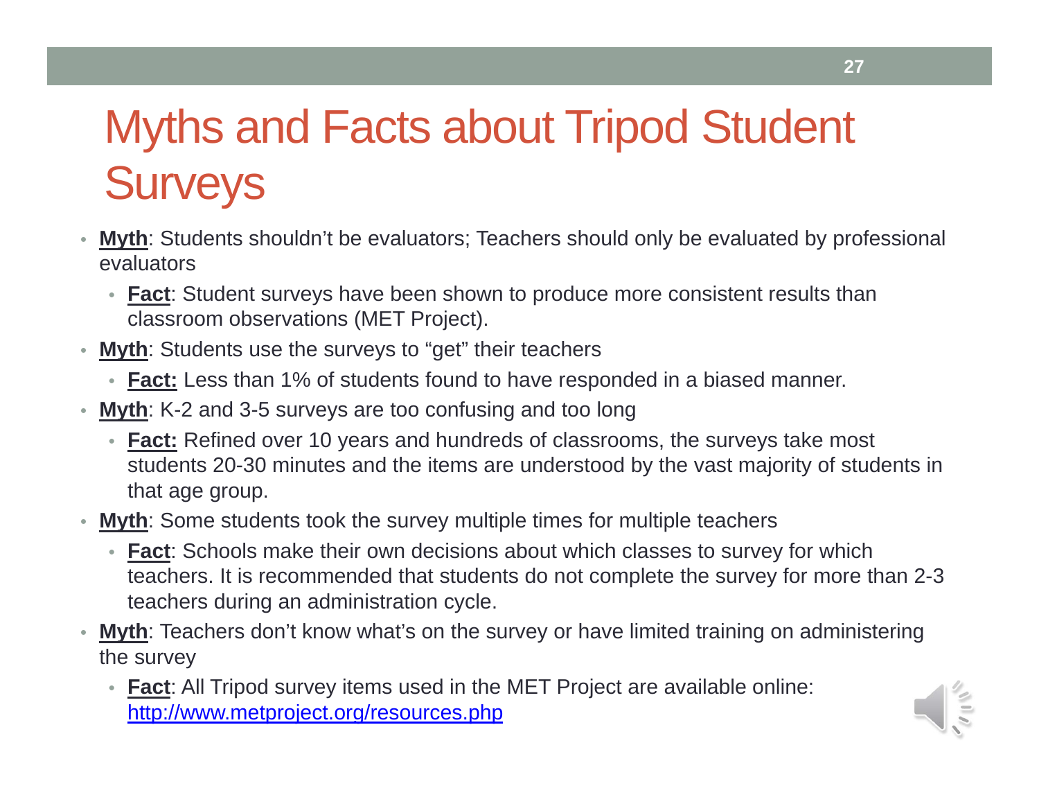# Myths and Facts about Tripod Student Surveys

- **Myth**: Students shouldn't be evaluators; Teachers should only be evaluated by professional evaluators
  - **Fact**: Student surveys have been shown to produce more consistent results than classroom observations (MET Project).
- **Myth**: Students use the surveys to "get" their teachers
  - **Fact:** Less than 1% of students found to have responded in a biased manner.
- **Myth**: K-2 and 3-5 surveys are too confusing and too long
  - **Fact:** Refined over 10 years and hundreds of classrooms, the surveys take most students 20-30 minutes and the items are understood by the vast majority of students in that age group.
- **Myth**: Some students took the survey multiple times for multiple teachers
  - **Fact**: Schools make their own decisions about which classes to survey for which teachers. It is recommended that students do not complete the survey for more than 2-3 teachers during an administration cycle.
- **Myth**: Teachers don't know what's on the survey or have limited training on administering the survey
  - **Fact**: All Tripod survey items used in the MET Project are available online: http://www.metproject.org/resources.php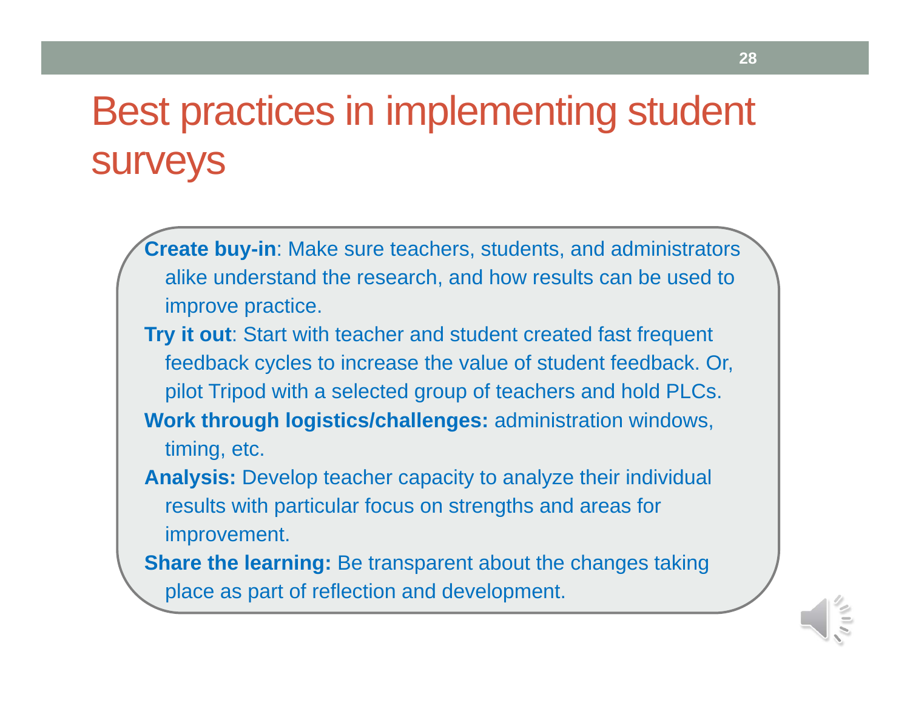# Best practices in implementing student surveys

**Create buy-in**: Make sure teachers, students, and administrators alike understand the research, and how results can be used to improve practice.

**Try it out**: Start with teacher and student created fast frequent feedback cycles to increase the value of student feedback. Or, pilot Tripod with a selected group of teachers and hold PLCs.

**Work through logistics/challenges:** administration windows, timing, etc.

**Analysis:** Develop teacher capacity to analyze their individual results with particular focus on strengths and areas for improvement.

**Share the learning:** Be transparent about the changes taking place as part of reflection and development.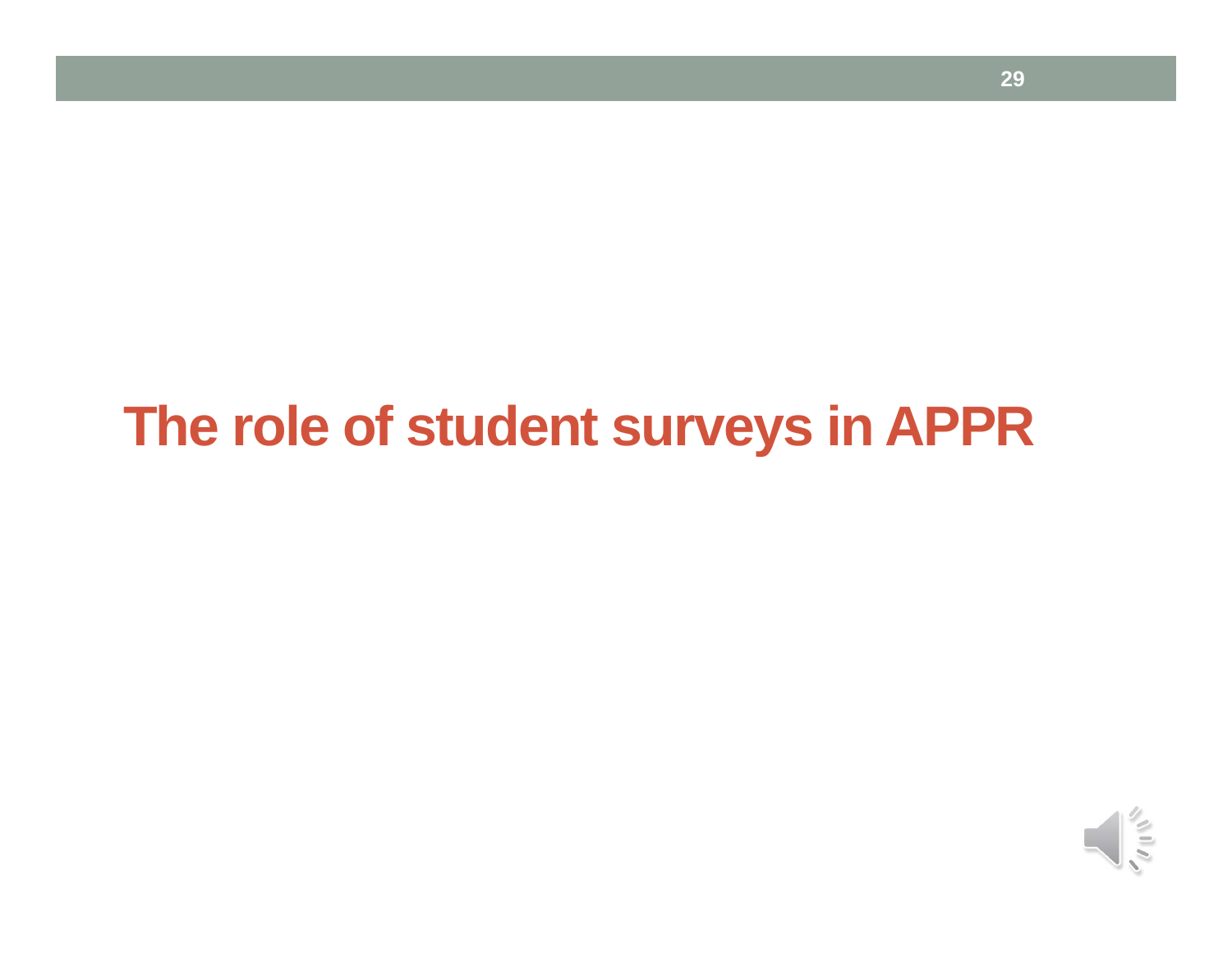# The role of student surveys in APPR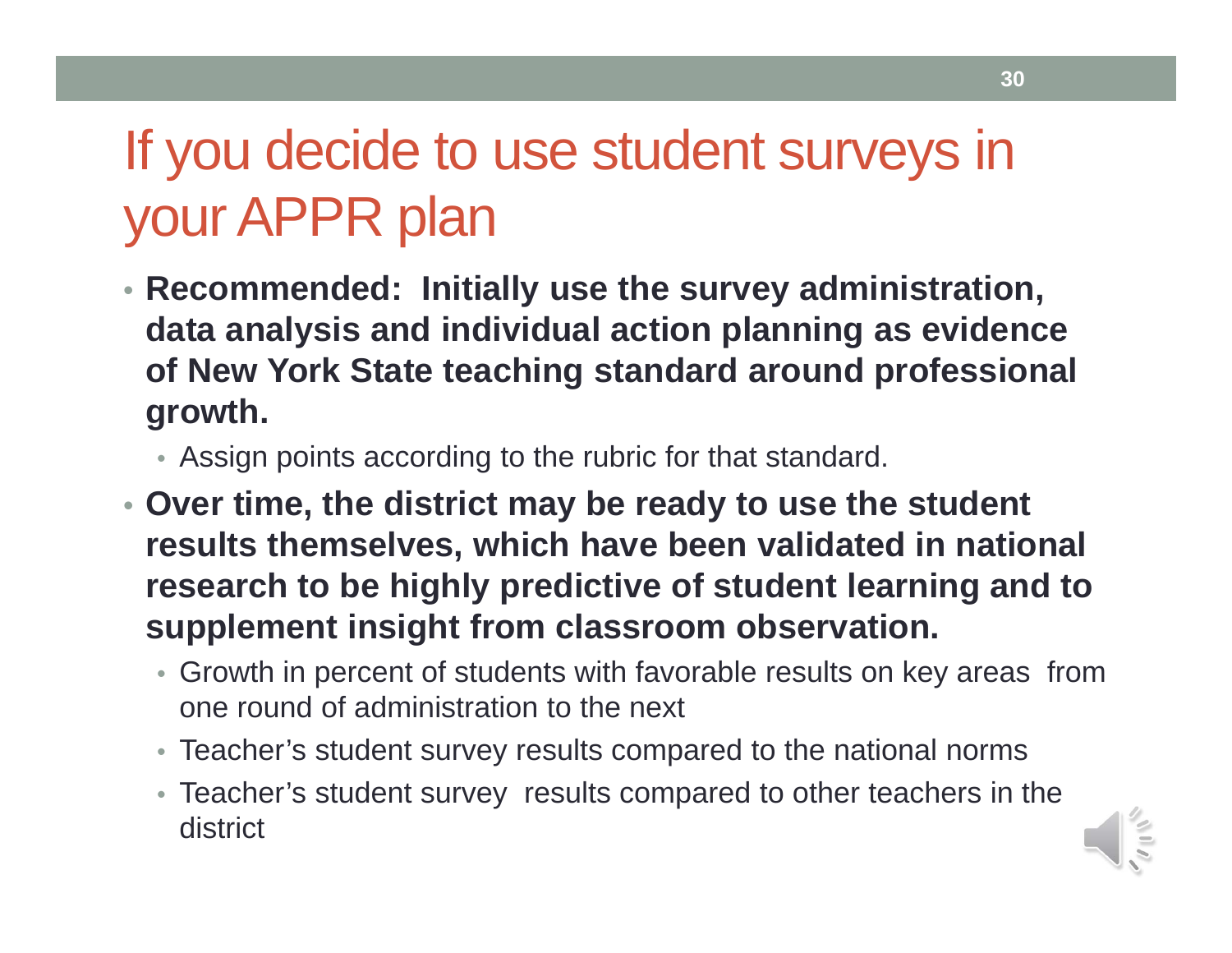# If you decide to use student surveys in your APPR plan

- **Recommended: Initially use the survey administration, data analysis and individual action planning as evidence of New York State teaching standard around professional growth.**
  - Assign points according to the rubric for that standard.
- **Over time, the district may be ready to use the student results themselves, which have been validated in national research to be highly predictive of student learning and to supplement insight from classroom observation.**
  - Growth in percent of students with favorable results on key areas from one round of administration to the next
  - Teacher's student survey results compared to the national norms
  - Teacher's student survey results compared to other teachers in the district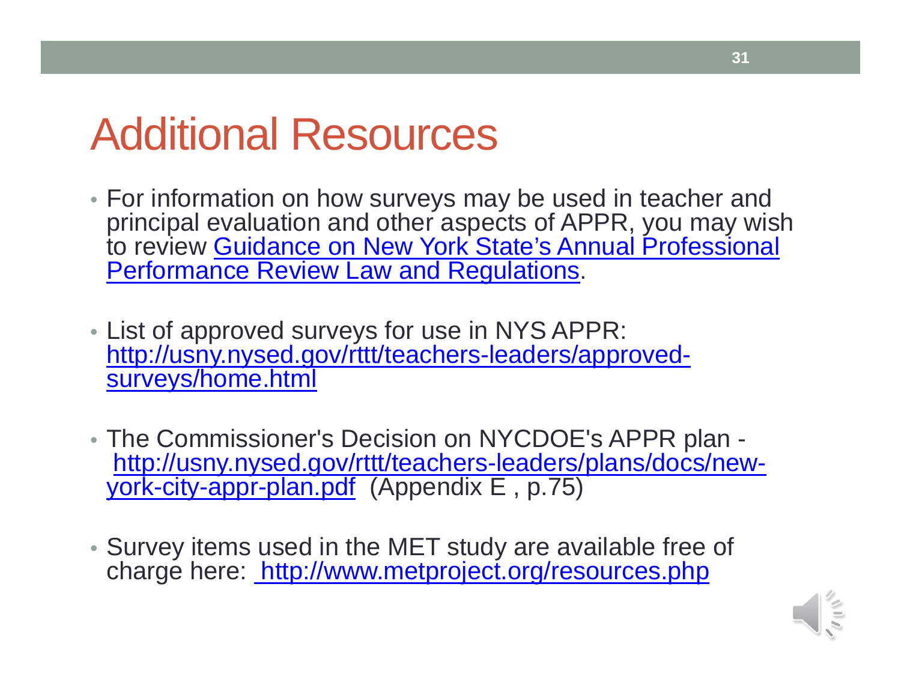# Additional Resources

- For information on how surveys may be used in teacher and principal evaluation and other aspects of APPR, you may wish to review Guidance on New York State's Annual Professional Performance Review Law and Regulations.

- List of approved surveys for use in NYS APPR: http://usny.nysed.gov/rttt/teachers-leaders/approved-surveys/home.html

- The Commissioner's Decision on NYCDOE's APPR plan - http://usny.nysed.gov/rttt/teachers-leaders/plans/docs/new-york-city-appr-plan.pdf (Appendix E , p.75)

- Survey items used in the MET study are available free of charge here: http://www.metproject.org/resources.php